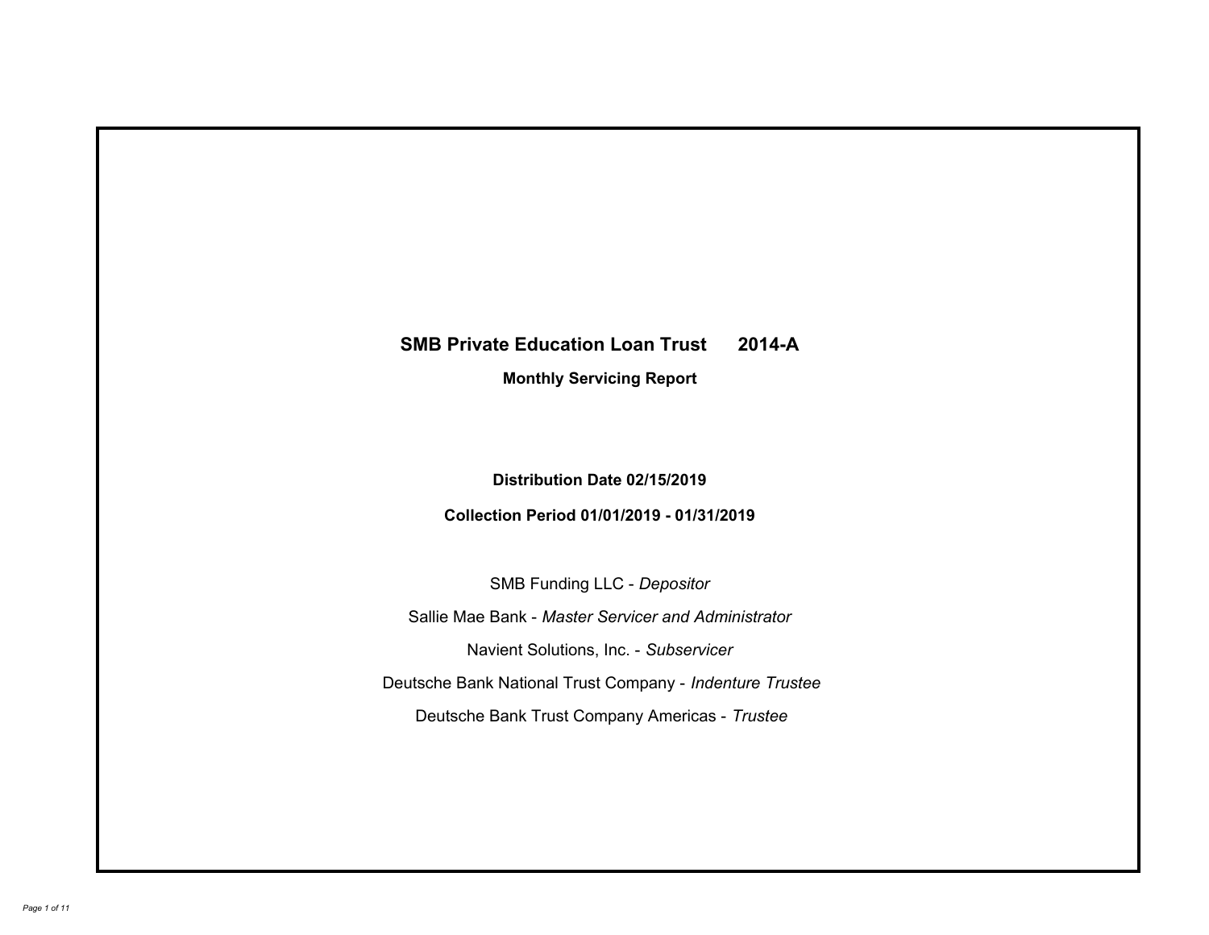# SMB Private Education Loan Trust 2014-A

## Monthly Servicing Report

**Distribution Date 02/15/2019**

**Collection Period 01/01/2019 - 01/31/2019**

SMB Funding LLC - *Depositor*

Sallie Mae Bank - *Master Servicer and Administrator*

Navient Solutions, Inc. - *Subservicer*

Deutsche Bank National Trust Company - *Indenture Trustee*

Deutsche Bank Trust Company Americas - *Trustee*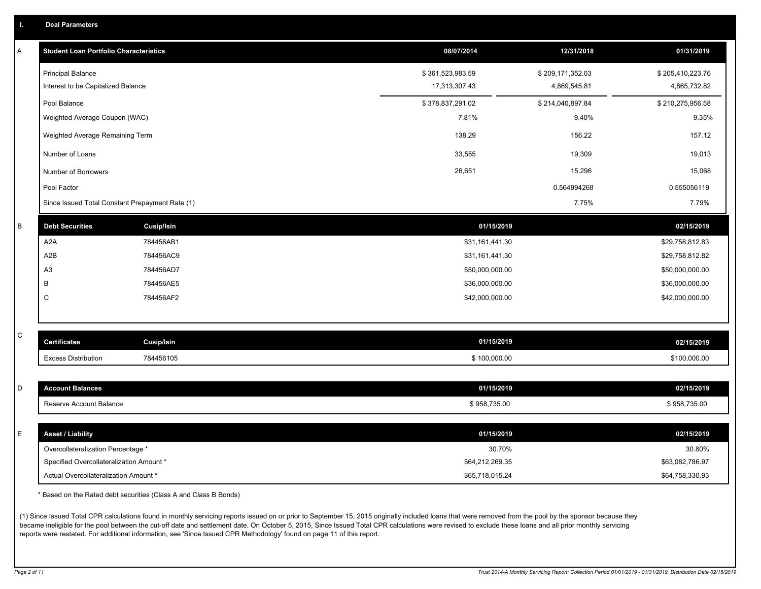## I. Deal Parameters

### A

| Student Loan Portfolio Characteristics | 08/07/2014 | 12/31/2018 | 01/31/2019 |
|---|---|---|---|
| Principal Balance | $ 361,523,983.59 | $ 209,171,352.03 | $ 205,410,223.76 |
| Interest to be Capitalized Balance | 17,313,307.43 | 4,869,545.81 | 4,865,732.82 |
| Pool Balance | $ 378,837,291.02 | $ 214,040,897.84 | $ 210,275,956.58 |
| Weighted Average Coupon (WAC) | 7.81% | 9.40% | 9.35% |
| Weighted Average Remaining Term | 138.29 | 156.22 | 157.12 |
| Number of Loans | 33,555 | 19,309 | 19,013 |
| Number of Borrowers | 26,651 | 15,296 | 15,068 |
| Pool Factor | | 0.564994268 | 0.555056119 |
| Since Issued Total Constant Prepayment Rate (1) | | 7.75% | 7.79% |

### B

| Debt Securities | Cusip/Isin | 01/15/2019 | 02/15/2019 |
|---|---|---|---|
| A2A | 784456AB1 | $31,161,441.30 | $29,758,812.83 |
| A2B | 784456AC9 | $31,161,441.30 | $29,758,812.82 |
| A3 | 784456AD7 | $50,000,000.00 | $50,000,000.00 |
| B | 784456AE5 | $36,000,000.00 | $36,000,000.00 |
| C | 784456AF2 | $42,000,000.00 | $42,000,000.00 |

### C

| Certificates | Cusip/Isin | 01/15/2019 | 02/15/2019 |
|---|---|---|---|
| Excess Distribution | 784456105 | $ 100,000.00 | $100,000.00 |

### D

| Account Balances | 01/15/2019 | 02/15/2019 |
|---|---|---|
| Reserve Account Balance | $ 958,735.00 | $ 958,735.00 |

### E

| Asset / Liability | 01/15/2019 | 02/15/2019 |
|---|---|---|
| Overcollateralization Percentage * | 30.70% | 30.80% |
| Specified Overcollateralization Amount * | $64,212,269.35 | $63,082,786.97 |
| Actual Overcollateralization Amount * | $65,718,015.24 | $64,758,330.93 |

* Based on the Rated debt securities (Class A and Class B Bonds)

(1) Since Issued Total CPR calculations found in monthly servicing reports issued on or prior to September 15, 2015 originally included loans that were removed from the pool by the sponsor because they became ineligible for the pool between the cut-off date and settlement date. On October 5, 2015, Since Issued Total CPR calculations were revised to exclude these loans and all prior monthly servicing reports were restated. For additional information, see 'Since Issued CPR Methodology' found on page 11 of this report.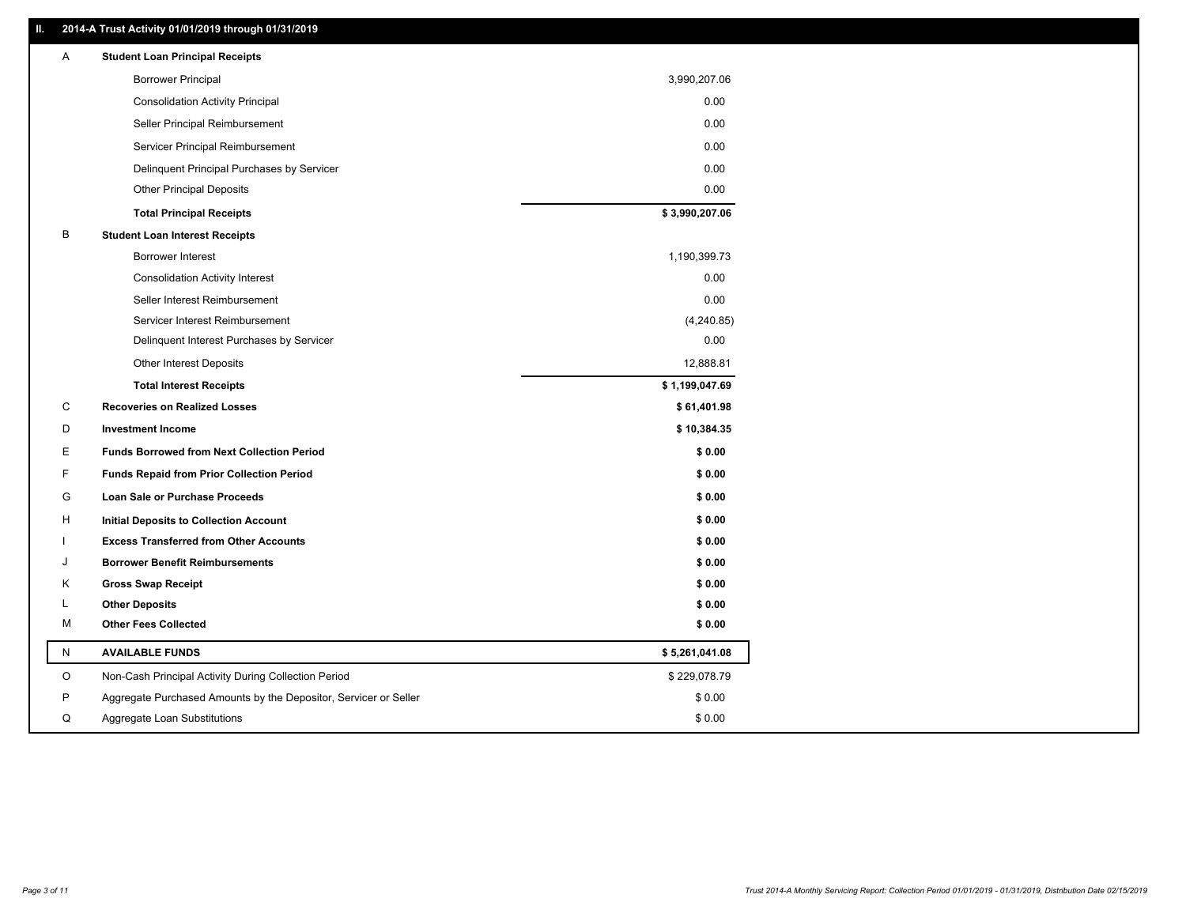## II. 2014-A Trust Activity 01/01/2019 through 01/31/2019

| | | |
|---|---|---|
| A | **Student Loan Principal Receipts** | |
| | Borrower Principal | 3,990,207.06 |
| | Consolidation Activity Principal | 0.00 |
| | Seller Principal Reimbursement | 0.00 |
| | Servicer Principal Reimbursement | 0.00 |
| | Delinquent Principal Purchases by Servicer | 0.00 |
| | Other Principal Deposits | 0.00 |
| | **Total Principal Receipts** | **$ 3,990,207.06** |
| B | **Student Loan Interest Receipts** | |
| | Borrower Interest | 1,190,399.73 |
| | Consolidation Activity Interest | 0.00 |
| | Seller Interest Reimbursement | 0.00 |
| | Servicer Interest Reimbursement | (4,240.85) |
| | Delinquent Interest Purchases by Servicer | 0.00 |
| | Other Interest Deposits | 12,888.81 |
| | **Total Interest Receipts** | **$ 1,199,047.69** |
| C | **Recoveries on Realized Losses** | **$ 61,401.98** |
| D | **Investment Income** | **$ 10,384.35** |
| E | **Funds Borrowed from Next Collection Period** | **$ 0.00** |
| F | **Funds Repaid from Prior Collection Period** | **$ 0.00** |
| G | **Loan Sale or Purchase Proceeds** | **$ 0.00** |
| H | **Initial Deposits to Collection Account** | **$ 0.00** |
| I | **Excess Transferred from Other Accounts** | **$ 0.00** |
| J | **Borrower Benefit Reimbursements** | **$ 0.00** |
| K | **Gross Swap Receipt** | **$ 0.00** |
| L | **Other Deposits** | **$ 0.00** |
| M | **Other Fees Collected** | **$ 0.00** |
| N | **AVAILABLE FUNDS** | **$ 5,261,041.08** |
| O | Non-Cash Principal Activity During Collection Period | $ 229,078.79 |
| P | Aggregate Purchased Amounts by the Depositor, Servicer or Seller | $ 0.00 |
| Q | Aggregate Loan Substitutions | $ 0.00 |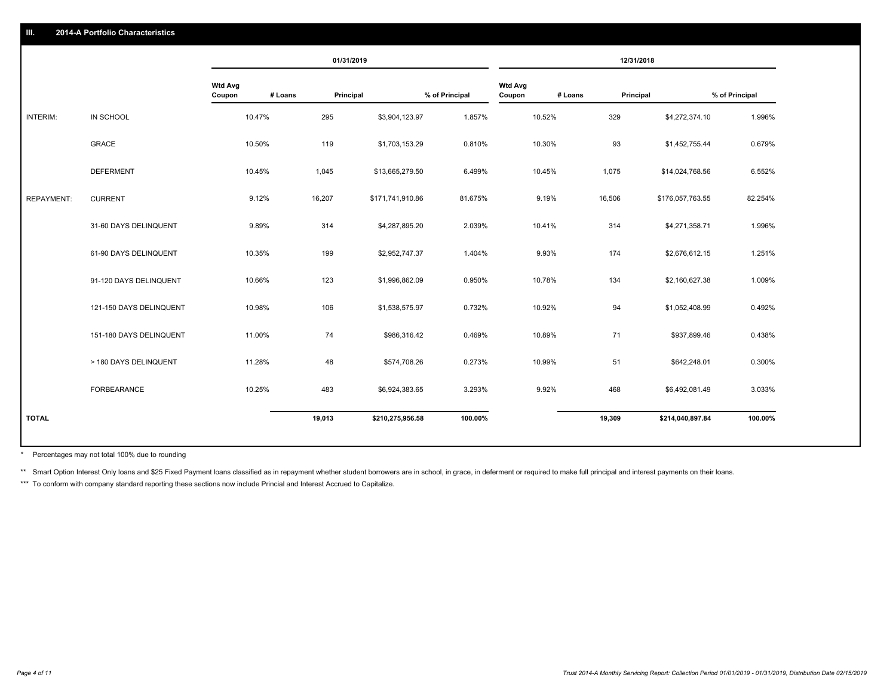## III. 2014-A Portfolio Characteristics

| | | 01/31/2019 | | | | 12/31/2018 | | | |
|---|---|---|---|---|---|---|---|---|---|
| | | Wtd Avg Coupon | # Loans | Principal | % of Principal | Wtd Avg Coupon | # Loans | Principal | % of Principal |
| INTERIM: | IN SCHOOL | 10.47% | 295 | $3,904,123.97 | 1.857% | 10.52% | 329 | $4,272,374.10 | 1.996% |
| | GRACE | 10.50% | 119 | $1,703,153.29 | 0.810% | 10.30% | 93 | $1,452,755.44 | 0.679% |
| | DEFERMENT | 10.45% | 1,045 | $13,665,279.50 | 6.499% | 10.45% | 1,075 | $14,024,768.56 | 6.552% |
| REPAYMENT: | CURRENT | 9.12% | 16,207 | $171,741,910.86 | 81.675% | 9.19% | 16,506 | $176,057,763.55 | 82.254% |
| | 31-60 DAYS DELINQUENT | 9.89% | 314 | $4,287,895.20 | 2.039% | 10.41% | 314 | $4,271,358.71 | 1.996% |
| | 61-90 DAYS DELINQUENT | 10.35% | 199 | $2,952,747.37 | 1.404% | 9.93% | 174 | $2,676,612.15 | 1.251% |
| | 91-120 DAYS DELINQUENT | 10.66% | 123 | $1,996,862.09 | 0.950% | 10.78% | 134 | $2,160,627.38 | 1.009% |
| | 121-150 DAYS DELINQUENT | 10.98% | 106 | $1,538,575.97 | 0.732% | 10.92% | 94 | $1,052,408.99 | 0.492% |
| | 151-180 DAYS DELINQUENT | 11.00% | 74 | $986,316.42 | 0.469% | 10.89% | 71 | $937,899.46 | 0.438% |
| | > 180 DAYS DELINQUENT | 11.28% | 48 | $574,708.26 | 0.273% | 10.99% | 51 | $642,248.01 | 0.300% |
| | FORBEARANCE | 10.25% | 483 | $6,924,383.65 | 3.293% | 9.92% | 468 | $6,492,081.49 | 3.033% |
| **TOTAL** | | | **19,013** | **$210,275,956.58** | **100.00%** | | **19,309** | **$214,040,897.84** | **100.00%** |

\* Percentages may not total 100% due to rounding

\** Smart Option Interest Only loans and $25 Fixed Payment loans classified as in repayment whether student borrowers are in school, in grace, in deferment or required to make full principal and interest payments on their loans.

\*** To conform with company standard reporting these sections now include Princial and Interest Accrued to Capitalize.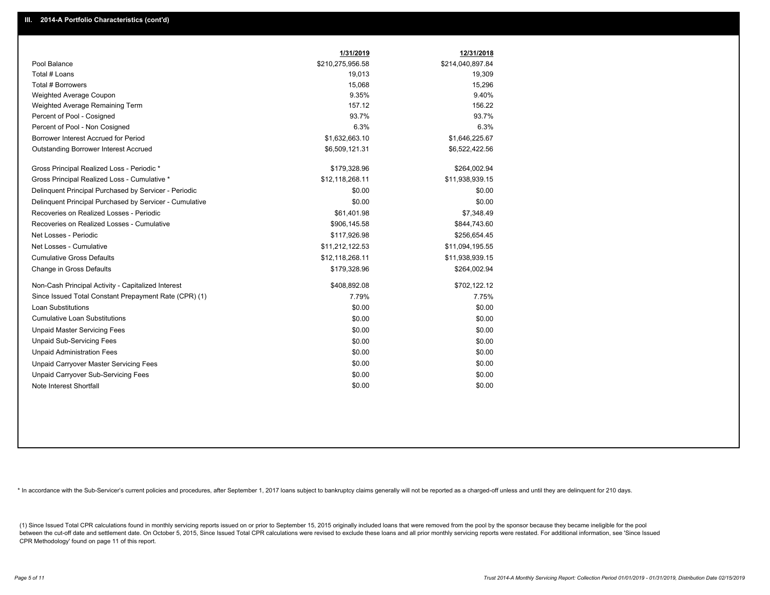## III. 2014-A Portfolio Characteristics (cont'd)

| | 1/31/2019 | 12/31/2018 |
|---|---|---|
| Pool Balance | $210,275,956.58 | $214,040,897.84 |
| Total # Loans | 19,013 | 19,309 |
| Total # Borrowers | 15,068 | 15,296 |
| Weighted Average Coupon | 9.35% | 9.40% |
| Weighted Average Remaining Term | 157.12 | 156.22 |
| Percent of Pool - Cosigned | 93.7% | 93.7% |
| Percent of Pool - Non Cosigned | 6.3% | 6.3% |
| Borrower Interest Accrued for Period | $1,632,663.10 | $1,646,225.67 |
| Outstanding Borrower Interest Accrued | $6,509,121.31 | $6,522,422.56 |
| Gross Principal Realized Loss - Periodic * | $179,328.96 | $264,002.94 |
| Gross Principal Realized Loss - Cumulative * | $12,118,268.11 | $11,938,939.15 |
| Delinquent Principal Purchased by Servicer - Periodic | $0.00 | $0.00 |
| Delinquent Principal Purchased by Servicer - Cumulative | $0.00 | $0.00 |
| Recoveries on Realized Losses - Periodic | $61,401.98 | $7,348.49 |
| Recoveries on Realized Losses - Cumulative | $906,145.58 | $844,743.60 |
| Net Losses - Periodic | $117,926.98 | $256,654.45 |
| Net Losses - Cumulative | $11,212,122.53 | $11,094,195.55 |
| Cumulative Gross Defaults | $12,118,268.11 | $11,938,939.15 |
| Change in Gross Defaults | $179,328.96 | $264,002.94 |
| Non-Cash Principal Activity - Capitalized Interest | $408,892.08 | $702,122.12 |
| Since Issued Total Constant Prepayment Rate (CPR) (1) | 7.79% | 7.75% |
| Loan Substitutions | $0.00 | $0.00 |
| Cumulative Loan Substitutions | $0.00 | $0.00 |
| Unpaid Master Servicing Fees | $0.00 | $0.00 |
| Unpaid Sub-Servicing Fees | $0.00 | $0.00 |
| Unpaid Administration Fees | $0.00 | $0.00 |
| Unpaid Carryover Master Servicing Fees | $0.00 | $0.00 |
| Unpaid Carryover Sub-Servicing Fees | $0.00 | $0.00 |
| Note Interest Shortfall | $0.00 | $0.00 |

* In accordance with the Sub-Servicer's current policies and procedures, after September 1, 2017 loans subject to bankruptcy claims generally will not be reported as a charged-off unless and until they are delinquent for 210 days.

(1) Since Issued Total CPR calculations found in monthly servicing reports issued on or prior to September 15, 2015 originally included loans that were removed from the pool by the sponsor because they became ineligible for the pool between the cut-off date and settlement date. On October 5, 2015, Since Issued Total CPR calculations were revised to exclude these loans and all prior monthly servicing reports were restated. For additional information, see 'Since Issued CPR Methodology' found on page 11 of this report.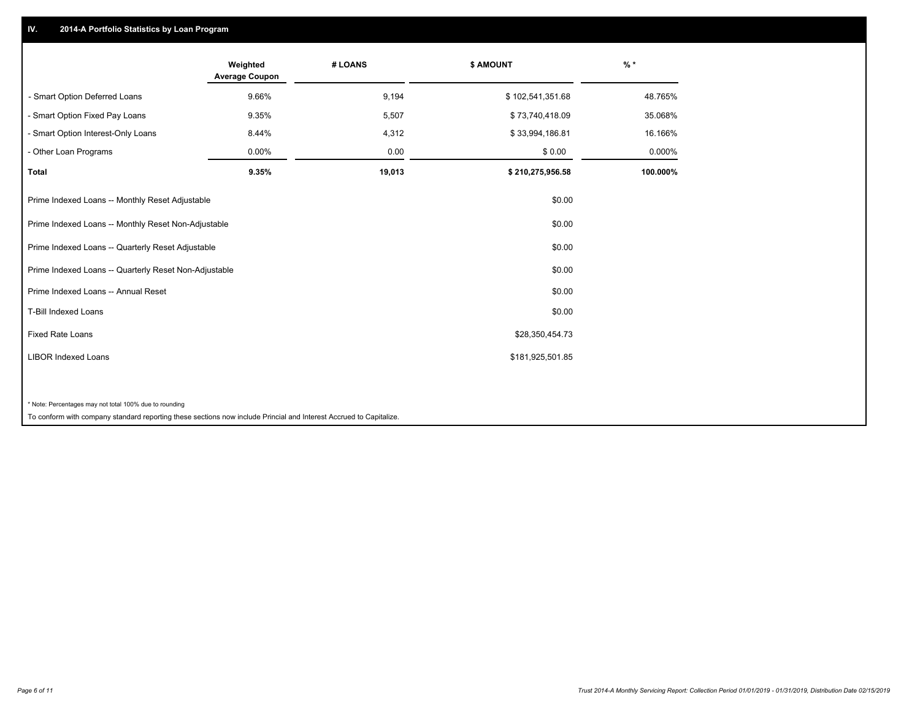## IV. 2014-A Portfolio Statistics by Loan Program

| | Weighted Average Coupon | # LOANS | $ AMOUNT | % * |
|---|---|---|---|---|
| - Smart Option Deferred Loans | 9.66% | 9,194 | $ 102,541,351.68 | 48.765% |
| - Smart Option Fixed Pay Loans | 9.35% | 5,507 | $ 73,740,418.09 | 35.068% |
| - Smart Option Interest-Only Loans | 8.44% | 4,312 | $ 33,994,186.81 | 16.166% |
| - Other Loan Programs | 0.00% | 0.00 | $ 0.00 | 0.000% |
| **Total** | **9.35%** | **19,013** | **$ 210,275,956.58** | **100.000%** |

| | $ AMOUNT |
|---|---|
| Prime Indexed Loans -- Monthly Reset Adjustable | $0.00 |
| Prime Indexed Loans -- Monthly Reset Non-Adjustable | $0.00 |
| Prime Indexed Loans -- Quarterly Reset Adjustable | $0.00 |
| Prime Indexed Loans -- Quarterly Reset Non-Adjustable | $0.00 |
| Prime Indexed Loans -- Annual Reset | $0.00 |
| T-Bill Indexed Loans | $0.00 |
| Fixed Rate Loans | $28,350,454.73 |
| LIBOR Indexed Loans | $181,925,501.85 |

* Note: Percentages may not total 100% due to rounding

To conform with company standard reporting these sections now include Princial and Interest Accrued to Capitalize.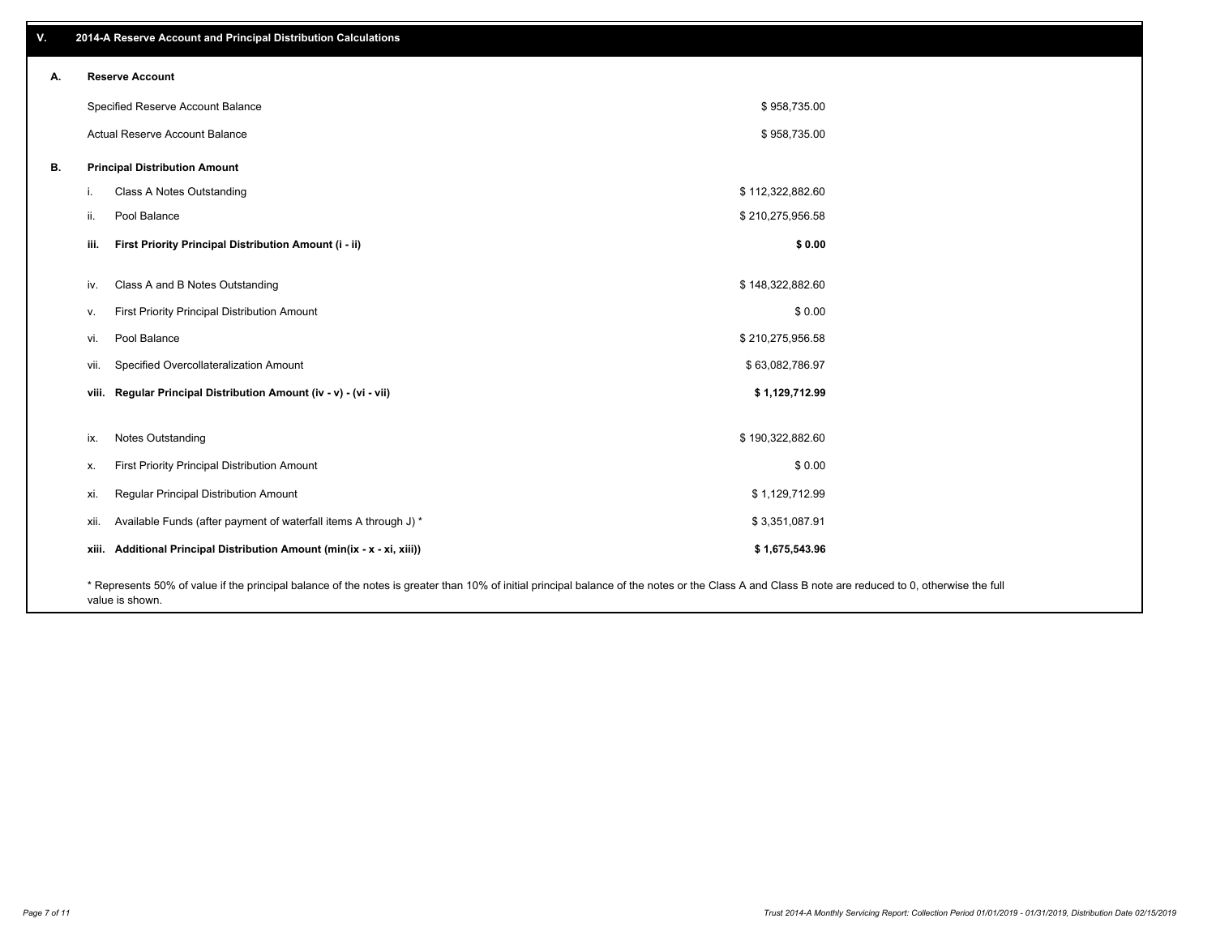## V. 2014-A Reserve Account and Principal Distribution Calculations

### A. Reserve Account

| | |
|---|---|
| Specified Reserve Account Balance | $ 958,735.00 |
| Actual Reserve Account Balance | $ 958,735.00 |

### B. Principal Distribution Amount

| | | |
|---|---|---|
| i. | Class A Notes Outstanding | $ 112,322,882.60 |
| ii. | Pool Balance | $ 210,275,956.58 |
| **iii.** | **First Priority Principal Distribution Amount (i - ii)** | **$ 0.00** |
| iv. | Class A and B Notes Outstanding | $ 148,322,882.60 |
| v. | First Priority Principal Distribution Amount | $ 0.00 |
| vi. | Pool Balance | $ 210,275,956.58 |
| vii. | Specified Overcollateralization Amount | $ 63,082,786.97 |
| **viii.** | **Regular Principal Distribution Amount (iv - v) - (vi - vii)** | **$ 1,129,712.99** |
| ix. | Notes Outstanding | $ 190,322,882.60 |
| x. | First Priority Principal Distribution Amount | $ 0.00 |
| xi. | Regular Principal Distribution Amount | $ 1,129,712.99 |
| xii. | Available Funds (after payment of waterfall items A through J) * | $ 3,351,087.91 |
| **xiii.** | **Additional Principal Distribution Amount (min(ix - x - xi, xiii))** | **$ 1,675,543.96** |

* Represents 50% of value if the principal balance of the notes is greater than 10% of initial principal balance of the notes or the Class A and Class B note are reduced to 0, otherwise the full value is shown.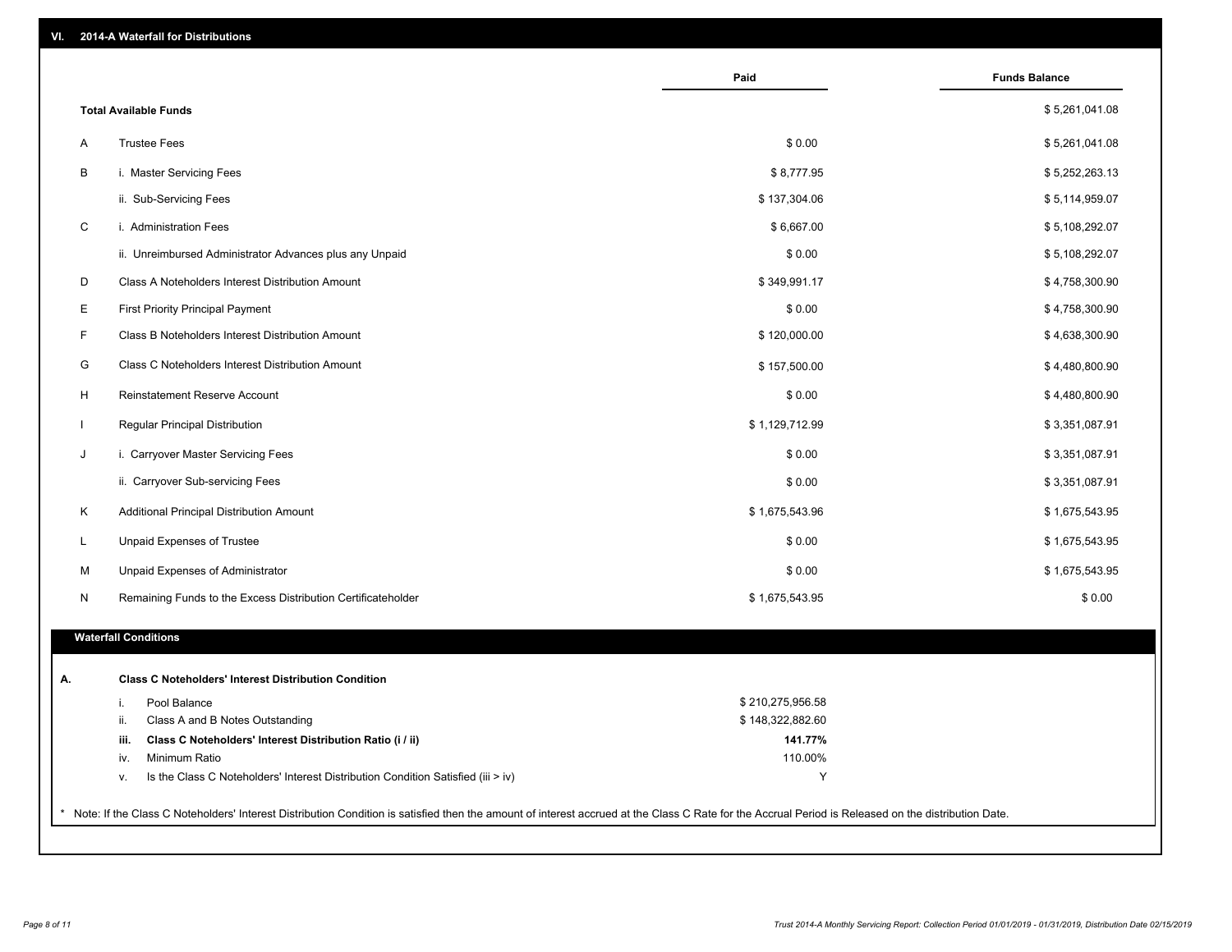## VI. 2014-A Waterfall for Distributions

| | | Paid | Funds Balance |
|---|---|---|---|
| | **Total Available Funds** | | $ 5,261,041.08 |
| A | Trustee Fees | $ 0.00 | $ 5,261,041.08 |
| B | i. Master Servicing Fees | $ 8,777.95 | $ 5,252,263.13 |
| | ii. Sub-Servicing Fees | $ 137,304.06 | $ 5,114,959.07 |
| C | i. Administration Fees | $ 6,667.00 | $ 5,108,292.07 |
| | ii. Unreimbursed Administrator Advances plus any Unpaid | $ 0.00 | $ 5,108,292.07 |
| D | Class A Noteholders Interest Distribution Amount | $ 349,991.17 | $ 4,758,300.90 |
| E | First Priority Principal Payment | $ 0.00 | $ 4,758,300.90 |
| F | Class B Noteholders Interest Distribution Amount | $ 120,000.00 | $ 4,638,300.90 |
| G | Class C Noteholders Interest Distribution Amount | $ 157,500.00 | $ 4,480,800.90 |
| H | Reinstatement Reserve Account | $ 0.00 | $ 4,480,800.90 |
| I | Regular Principal Distribution | $ 1,129,712.99 | $ 3,351,087.91 |
| J | i. Carryover Master Servicing Fees | $ 0.00 | $ 3,351,087.91 |
| | ii. Carryover Sub-servicing Fees | $ 0.00 | $ 3,351,087.91 |
| K | Additional Principal Distribution Amount | $ 1,675,543.96 | $ 1,675,543.95 |
| L | Unpaid Expenses of Trustee | $ 0.00 | $ 1,675,543.95 |
| M | Unpaid Expenses of Administrator | $ 0.00 | $ 1,675,543.95 |
| N | Remaining Funds to the Excess Distribution Certificateholder | $ 1,675,543.95 | $ 0.00 |

### Waterfall Conditions

| | | | |
|---|---|---|---|
| **A.** | | **Class C Noteholders' Interest Distribution Condition** | |
| | i. | Pool Balance | $ 210,275,956.58 |
| | ii. | Class A and B Notes Outstanding | $ 148,322,882.60 |
| | **iii.** | **Class C Noteholders' Interest Distribution Ratio (i / ii)** | **141.77%** |
| | iv. | Minimum Ratio | 110.00% |
| | v. | Is the Class C Noteholders' Interest Distribution Condition Satisfied (iii > iv) | Y |

* Note: If the Class C Noteholders' Interest Distribution Condition is satisfied then the amount of interest accrued at the Class C Rate for the Accrual Period is Released on the distribution Date.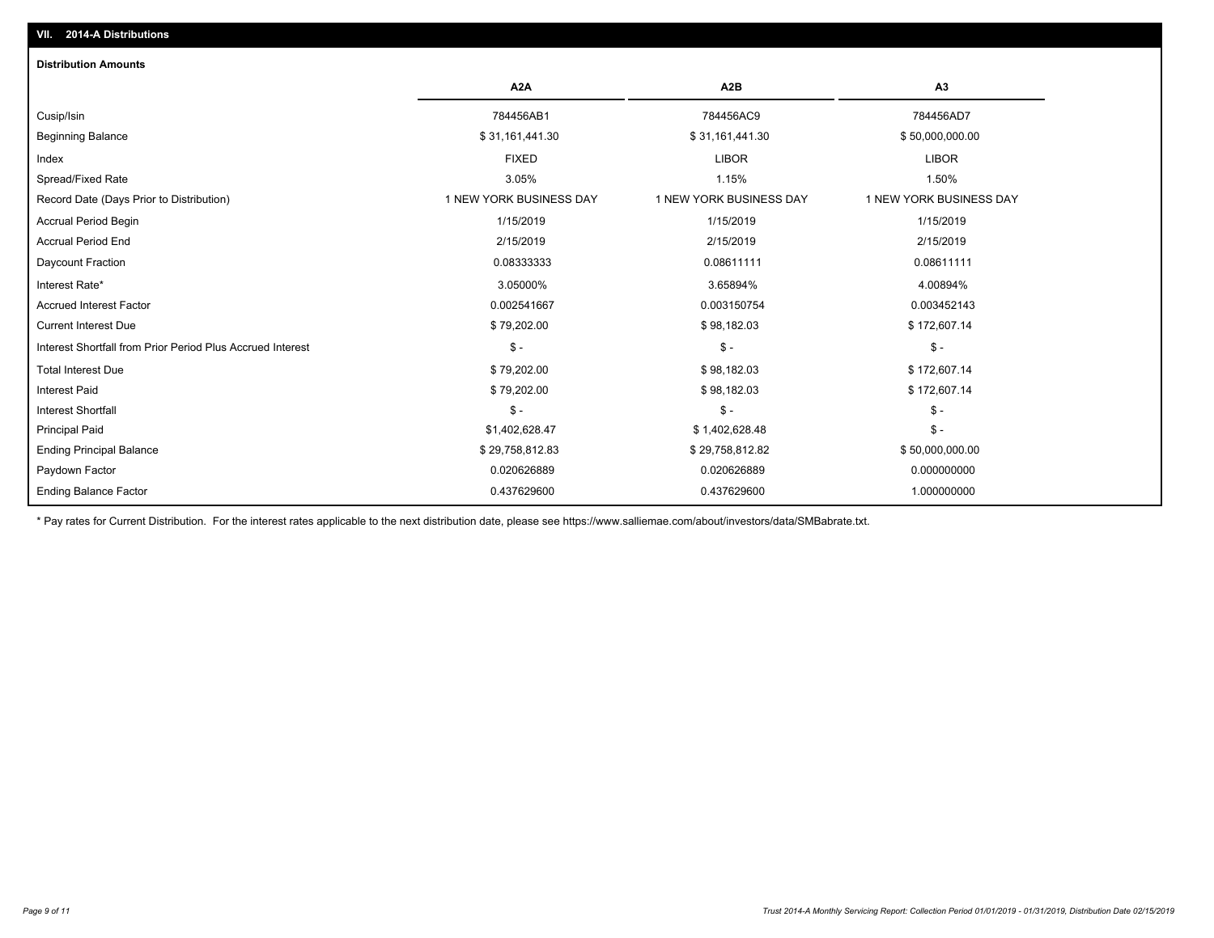## VII. 2014-A Distributions

### Distribution Amounts

| | A2A | A2B | A3 |
|---|---|---|---|
| Cusip/Isin | 784456AB1 | 784456AC9 | 784456AD7 |
| Beginning Balance | $ 31,161,441.30 | $ 31,161,441.30 | $ 50,000,000.00 |
| Index | FIXED | LIBOR | LIBOR |
| Spread/Fixed Rate | 3.05% | 1.15% | 1.50% |
| Record Date (Days Prior to Distribution) | 1 NEW YORK BUSINESS DAY | 1 NEW YORK BUSINESS DAY | 1 NEW YORK BUSINESS DAY |
| Accrual Period Begin | 1/15/2019 | 1/15/2019 | 1/15/2019 |
| Accrual Period End | 2/15/2019 | 2/15/2019 | 2/15/2019 |
| Daycount Fraction | 0.08333333 | 0.08611111 | 0.08611111 |
| Interest Rate* | 3.05000% | 3.65894% | 4.00894% |
| Accrued Interest Factor | 0.002541667 | 0.003150754 | 0.003452143 |
| Current Interest Due | $ 79,202.00 | $ 98,182.03 | $ 172,607.14 |
| Interest Shortfall from Prior Period Plus Accrued Interest | $ - | $ - | $ - |
| Total Interest Due | $ 79,202.00 | $ 98,182.03 | $ 172,607.14 |
| Interest Paid | $ 79,202.00 | $ 98,182.03 | $ 172,607.14 |
| Interest Shortfall | $ - | $ - | $ - |
| Principal Paid | $1,402,628.47 | $ 1,402,628.48 | $ - |
| Ending Principal Balance | $ 29,758,812.83 | $ 29,758,812.82 | $ 50,000,000.00 |
| Paydown Factor | 0.020626889 | 0.020626889 | 0.000000000 |
| Ending Balance Factor | 0.437629600 | 0.437629600 | 1.000000000 |

* Pay rates for Current Distribution. For the interest rates applicable to the next distribution date, please see https://www.salliemae.com/about/investors/data/SMBabrate.txt.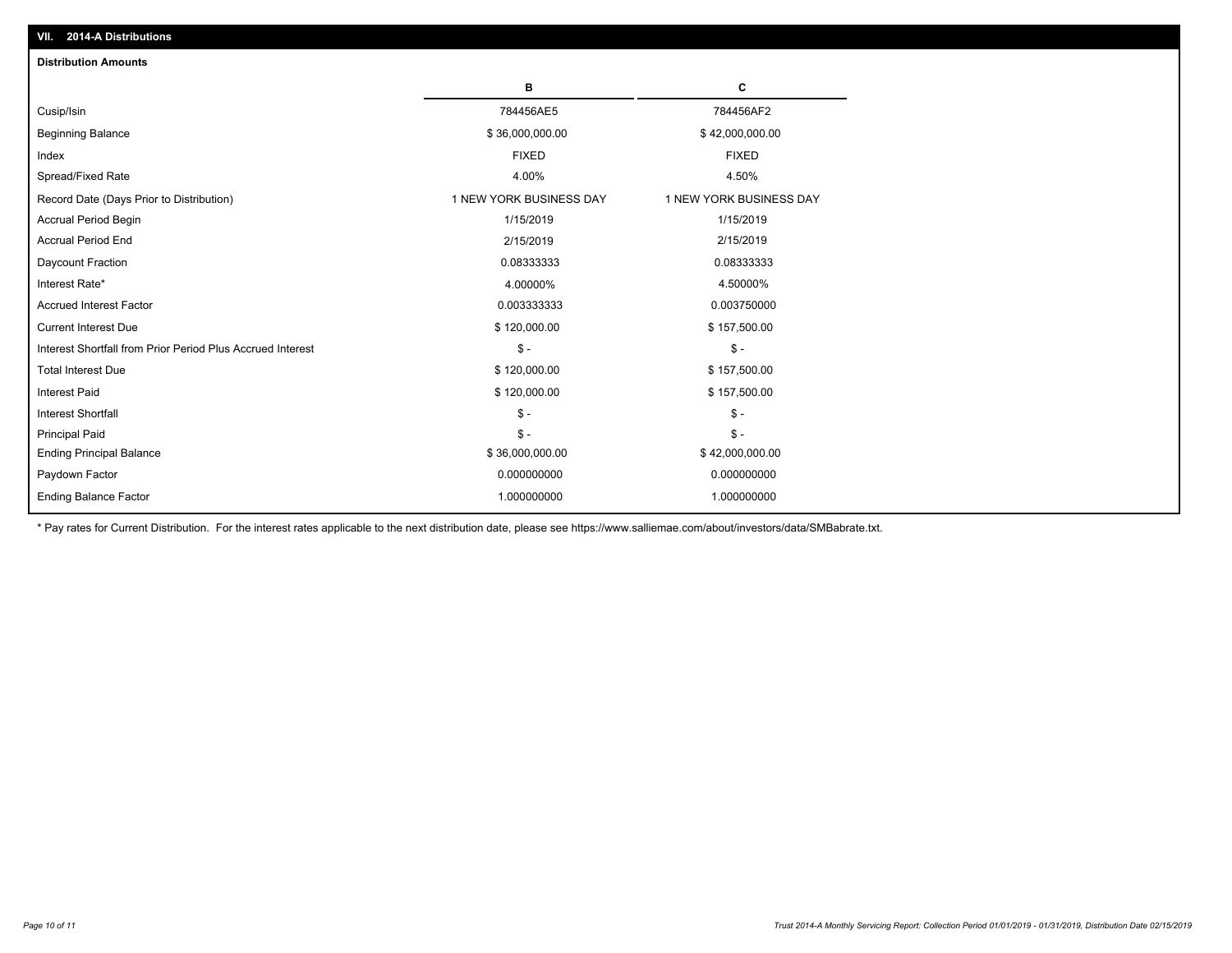## VII. 2014-A Distributions

### Distribution Amounts

| | B | C |
|---|---|---|
| Cusip/Isin | 784456AE5 | 784456AF2 |
| Beginning Balance | $ 36,000,000.00 | $ 42,000,000.00 |
| Index | FIXED | FIXED |
| Spread/Fixed Rate | 4.00% | 4.50% |
| Record Date (Days Prior to Distribution) | 1 NEW YORK BUSINESS DAY | 1 NEW YORK BUSINESS DAY |
| Accrual Period Begin | 1/15/2019 | 1/15/2019 |
| Accrual Period End | 2/15/2019 | 2/15/2019 |
| Daycount Fraction | 0.08333333 | 0.08333333 |
| Interest Rate* | 4.00000% | 4.50000% |
| Accrued Interest Factor | 0.003333333 | 0.003750000 |
| Current Interest Due | $ 120,000.00 | $ 157,500.00 |
| Interest Shortfall from Prior Period Plus Accrued Interest | $ - | $ - |
| Total Interest Due | $ 120,000.00 | $ 157,500.00 |
| Interest Paid | $ 120,000.00 | $ 157,500.00 |
| Interest Shortfall | $ - | $ - |
| Principal Paid | $ - | $ - |
| Ending Principal Balance | $ 36,000,000.00 | $ 42,000,000.00 |
| Paydown Factor | 0.000000000 | 0.000000000 |
| Ending Balance Factor | 1.000000000 | 1.000000000 |

* Pay rates for Current Distribution. For the interest rates applicable to the next distribution date, please see https://www.salliemae.com/about/investors/data/SMBabrate.txt.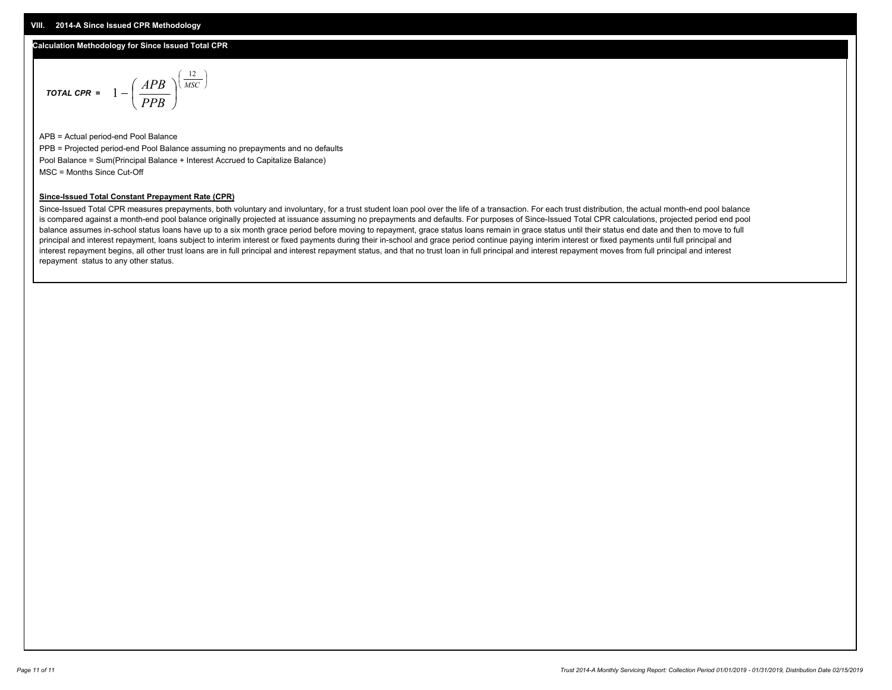## VIII. 2014-A Since Issued CPR Methodology

### Calculation Methodology for Since Issued Total CPR

$$\textbf{TOTAL CPR} = 1 - \left( \frac{APB}{PPB} \right)^{\left( \frac{12}{MSC} \right)}$$

APB = Actual period-end Pool Balance

PPB = Projected period-end Pool Balance assuming no prepayments and no defaults

Pool Balance = Sum(Principal Balance + Interest Accrued to Capitalize Balance)

MSC = Months Since Cut-Off

**Since-Issued Total Constant Prepayment Rate (CPR)**

Since-Issued Total CPR measures prepayments, both voluntary and involuntary, for a trust student loan pool over the life of a transaction. For each trust distribution, the actual month-end pool balance is compared against a month-end pool balance originally projected at issuance assuming no prepayments and defaults. For purposes of Since-Issued Total CPR calculations, projected period end pool balance assumes in-school status loans have up to a six month grace period before moving to repayment, grace status loans remain in grace status until their status end date and then to move to full principal and interest repayment, loans subject to interim interest or fixed payments during their in-school and grace period continue paying interim interest or fixed payments until full principal and interest repayment begins, all other trust loans are in full principal and interest repayment status, and that no trust loan in full principal and interest repayment moves from full principal and interest repayment status to any other status.